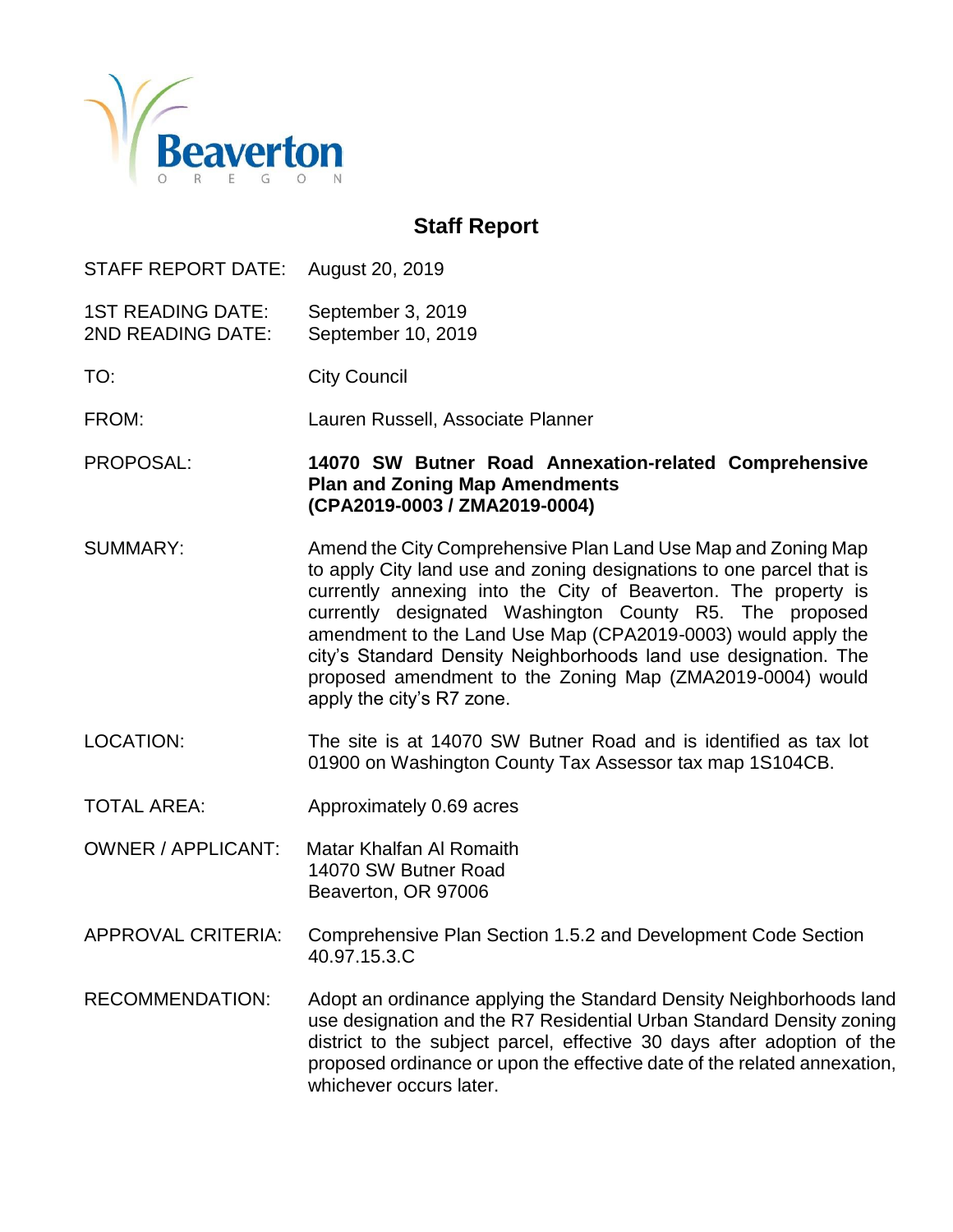Beaverton
OREGON

# Staff Report

| | |
|---|---|
| STAFF REPORT DATE: | August 20, 2019 |
| 1ST READING DATE: | September 3, 2019 |
| 2ND READING DATE: | September 10, 2019 |
| TO: | City Council |
| FROM: | Lauren Russell, Associate Planner |
| PROPOSAL: | **14070 SW Butner Road Annexation-related Comprehensive Plan and Zoning Map Amendments (CPA2019-0003 / ZMA2019-0004)** |
| SUMMARY: | Amend the City Comprehensive Plan Land Use Map and Zoning Map to apply City land use and zoning designations to one parcel that is currently annexing into the City of Beaverton. The property is currently designated Washington County R5. The proposed amendment to the Land Use Map (CPA2019-0003) would apply the city's Standard Density Neighborhoods land use designation. The proposed amendment to the Zoning Map (ZMA2019-0004) would apply the city's R7 zone. |
| LOCATION: | The site is at 14070 SW Butner Road and is identified as tax lot 01900 on Washington County Tax Assessor tax map 1S104CB. |
| TOTAL AREA: | Approximately 0.69 acres |
| OWNER / APPLICANT: | Matar Khalfan Al Romaith<br>14070 SW Butner Road<br>Beaverton, OR 97006 |
| APPROVAL CRITERIA: | Comprehensive Plan Section 1.5.2 and Development Code Section 40.97.15.3.C |
| RECOMMENDATION: | Adopt an ordinance applying the Standard Density Neighborhoods land use designation and the R7 Residential Urban Standard Density zoning district to the subject parcel, effective 30 days after adoption of the proposed ordinance or upon the effective date of the related annexation, whichever occurs later. |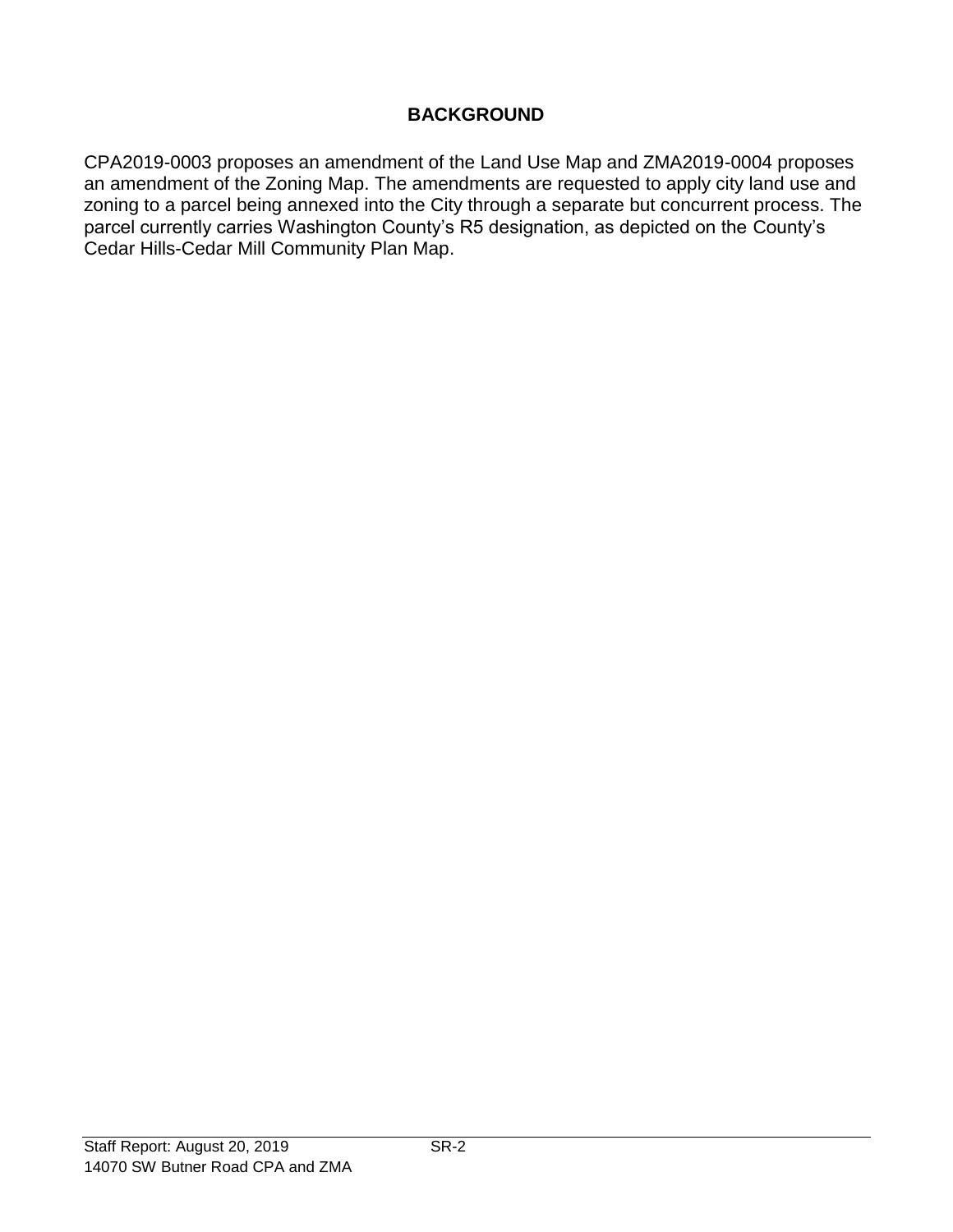## BACKGROUND

CPA2019-0003 proposes an amendment of the Land Use Map and ZMA2019-0004 proposes an amendment of the Zoning Map. The amendments are requested to apply city land use and zoning to a parcel being annexed into the City through a separate but concurrent process. The parcel currently carries Washington County's R5 designation, as depicted on the County's Cedar Hills-Cedar Mill Community Plan Map.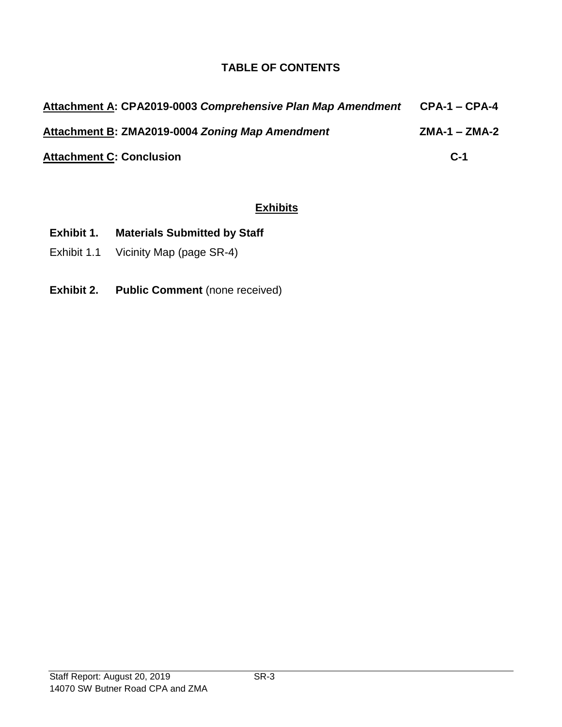## TABLE OF CONTENTS

| | |
|---|---|
| **Attachment A: CPA2019-0003 *Comprehensive Plan Map Amendment*** | **CPA-1 – CPA-4** |
| **Attachment B: ZMA2019-0004 *Zoning Map Amendment*** | **ZMA-1 – ZMA-2** |
| **Attachment C: Conclusion** | **C-1** |

## Exhibits

**Exhibit 1. Materials Submitted by Staff**

Exhibit 1.1 Vicinity Map (page SR-4)

**Exhibit 2. Public Comment** (none received)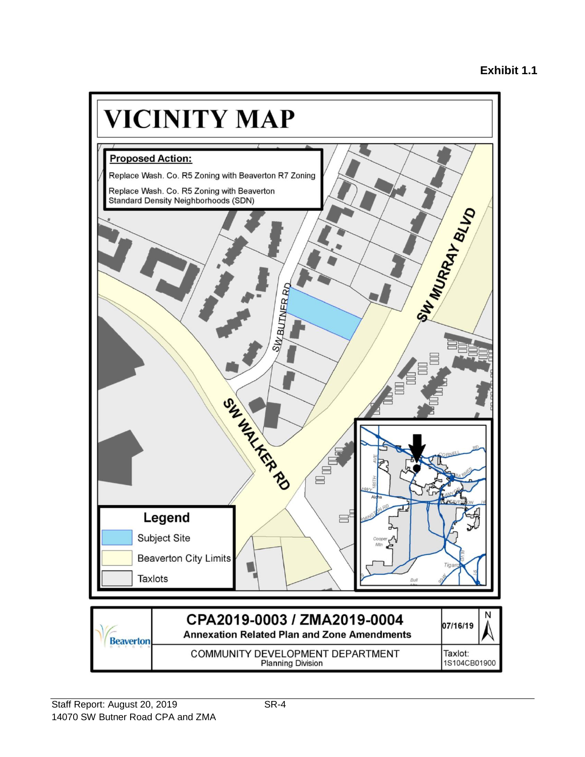**Exhibit 1.1**

# VICINITY MAP

**Proposed Action:**

Replace Wash. Co. R5 Zoning with Beaverton R7 Zoning

Replace Wash. Co. R5 Zoning with Beaverton Standard Density Neighborhoods (SDN)

SW BUTNER RD

SW MURRAY BLVD

SW WALKER RD

**Legend**

- Subject Site
- Beaverton City Limits
- Taxlots

## CPA2019-0003 / ZMA2019-0004

**Annexation Related Plan and Zone Amendments**

COMMUNITY DEVELOPMENT DEPARTMENT
Planning Division

07/16/19

N

Taxlot:
1S104CB01900

Staff Report: August 20, 2019
14070 SW Butner Road CPA and ZMA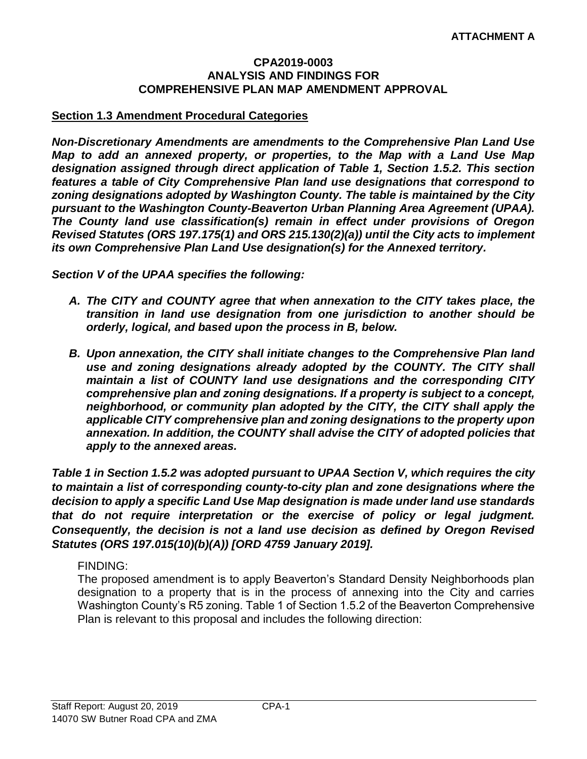**ATTACHMENT A**

**CPA2019-0003**
**ANALYSIS AND FINDINGS FOR**
**COMPREHENSIVE PLAN MAP AMENDMENT APPROVAL**

## Section 1.3 Amendment Procedural Categories

***Non-Discretionary Amendments are amendments to the Comprehensive Plan Land Use Map to add an annexed property, or properties, to the Map with a Land Use Map designation assigned through direct application of Table 1, Section 1.5.2. This section features a table of City Comprehensive Plan land use designations that correspond to zoning designations adopted by Washington County. The table is maintained by the City pursuant to the Washington County-Beaverton Urban Planning Area Agreement (UPAA). The County land use classification(s) remain in effect under provisions of Oregon Revised Statutes (ORS 197.175(1) and ORS 215.130(2)(a)) until the City acts to implement its own Comprehensive Plan Land Use designation(s) for the Annexed territory.***

***Section V of the UPAA specifies the following:***

- ***A. The CITY and COUNTY agree that when annexation to the CITY takes place, the transition in land use designation from one jurisdiction to another should be orderly, logical, and based upon the process in B, below.***
- ***B. Upon annexation, the CITY shall initiate changes to the Comprehensive Plan land use and zoning designations already adopted by the COUNTY. The CITY shall maintain a list of COUNTY land use designations and the corresponding CITY comprehensive plan and zoning designations. If a property is subject to a concept, neighborhood, or community plan adopted by the CITY, the CITY shall apply the applicable CITY comprehensive plan and zoning designations to the property upon annexation. In addition, the COUNTY shall advise the CITY of adopted policies that apply to the annexed areas.***

***Table 1 in Section 1.5.2 was adopted pursuant to UPAA Section V, which requires the city to maintain a list of corresponding county-to-city plan and zone designations where the decision to apply a specific Land Use Map designation is made under land use standards that do not require interpretation or the exercise of policy or legal judgment. Consequently, the decision is not a land use decision as defined by Oregon Revised Statutes (ORS 197.015(10)(b)(A)) [ORD 4759 January 2019].***

FINDING:
The proposed amendment is to apply Beaverton's Standard Density Neighborhoods plan designation to a property that is in the process of annexing into the City and carries Washington County's R5 zoning. Table 1 of Section 1.5.2 of the Beaverton Comprehensive Plan is relevant to this proposal and includes the following direction: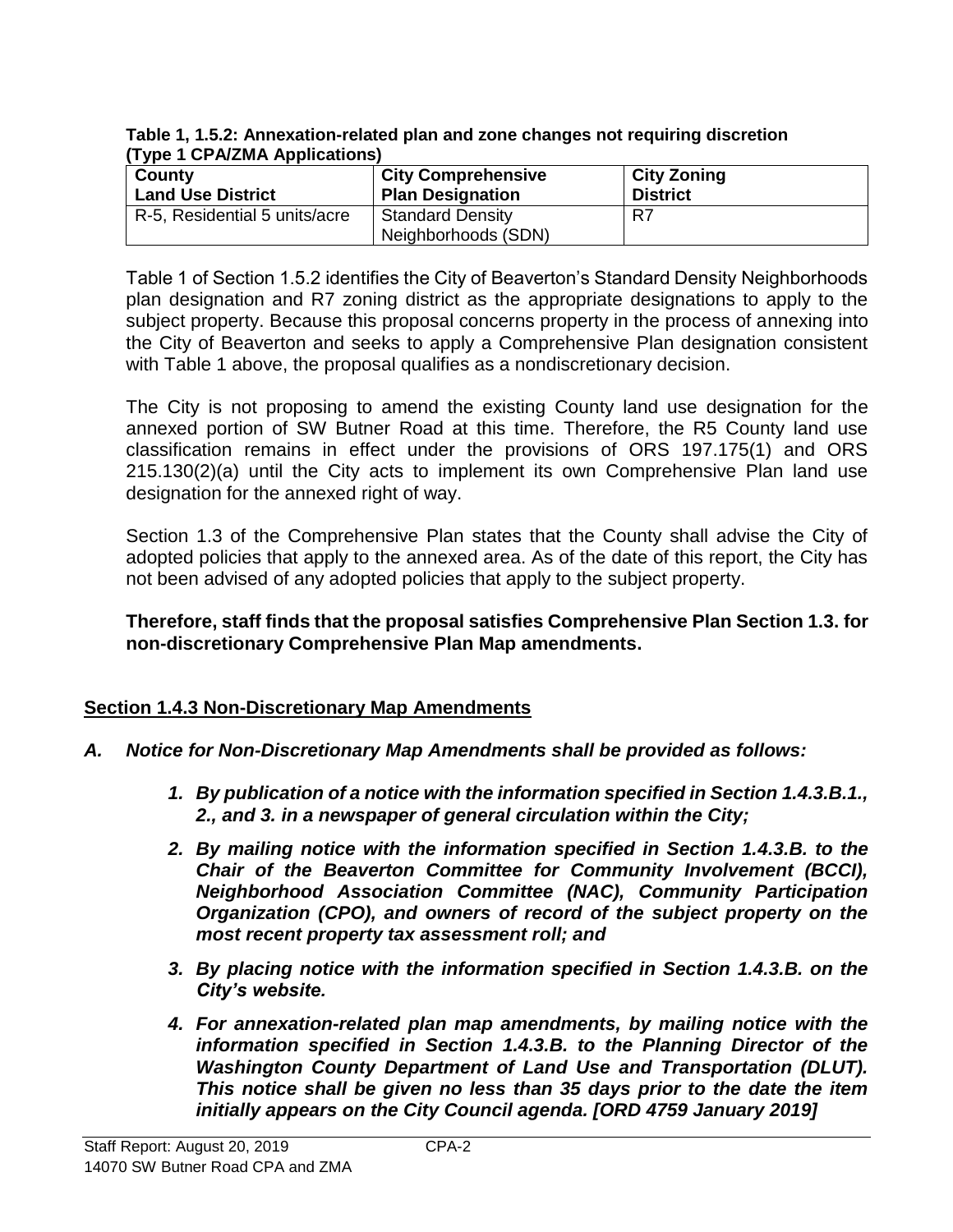**Table 1, 1.5.2: Annexation-related plan and zone changes not requiring discretion (Type 1 CPA/ZMA Applications)**

| County Land Use District | City Comprehensive Plan Designation | City Zoning District |
|---|---|---|
| R-5, Residential 5 units/acre | Standard Density Neighborhoods (SDN) | R7 |

Table 1 of Section 1.5.2 identifies the City of Beaverton's Standard Density Neighborhoods plan designation and R7 zoning district as the appropriate designations to apply to the subject property. Because this proposal concerns property in the process of annexing into the City of Beaverton and seeks to apply a Comprehensive Plan designation consistent with Table 1 above, the proposal qualifies as a nondiscretionary decision.

The City is not proposing to amend the existing County land use designation for the annexed portion of SW Butner Road at this time. Therefore, the R5 County land use classification remains in effect under the provisions of ORS 197.175(1) and ORS 215.130(2)(a) until the City acts to implement its own Comprehensive Plan land use designation for the annexed right of way.

Section 1.3 of the Comprehensive Plan states that the County shall advise the City of adopted policies that apply to the annexed area. As of the date of this report, the City has not been advised of any adopted policies that apply to the subject property.

**Therefore, staff finds that the proposal satisfies Comprehensive Plan Section 1.3. for non-discretionary Comprehensive Plan Map amendments.**

## Section 1.4.3 Non-Discretionary Map Amendments

***A. Notice for Non-Discretionary Map Amendments shall be provided as follows:***

1. ***By publication of a notice with the information specified in Section 1.4.3.B.1., 2., and 3. in a newspaper of general circulation within the City;***
2. ***By mailing notice with the information specified in Section 1.4.3.B. to the Chair of the Beaverton Committee for Community Involvement (BCCI), Neighborhood Association Committee (NAC), Community Participation Organization (CPO), and owners of record of the subject property on the most recent property tax assessment roll; and***
3. ***By placing notice with the information specified in Section 1.4.3.B. on the City's website.***
4. ***For annexation-related plan map amendments, by mailing notice with the information specified in Section 1.4.3.B. to the Planning Director of the Washington County Department of Land Use and Transportation (DLUT). This notice shall be given no less than 35 days prior to the date the item initially appears on the City Council agenda. [ORD 4759 January 2019]***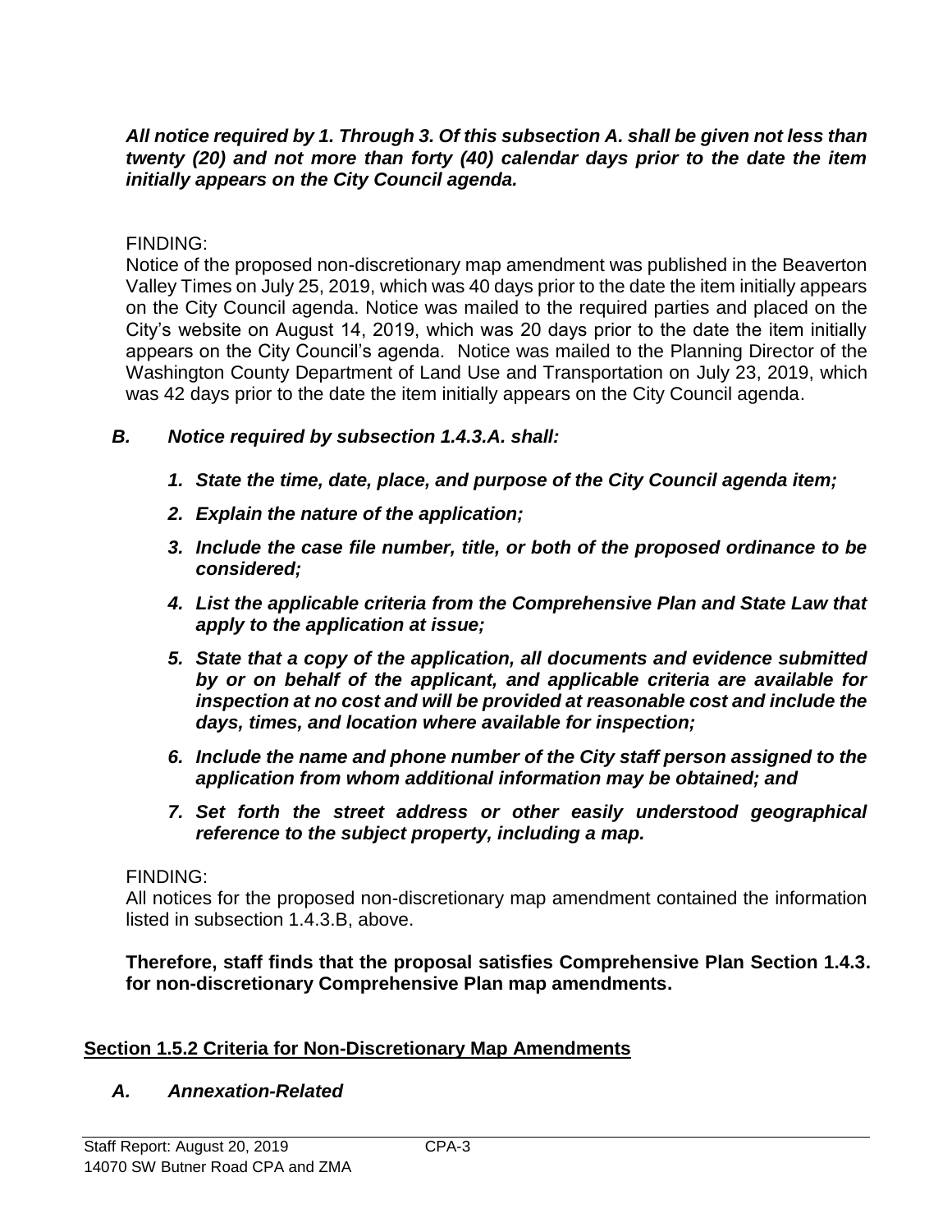***All notice required by 1. Through 3. Of this subsection A. shall be given not less than twenty (20) and not more than forty (40) calendar days prior to the date the item initially appears on the City Council agenda.***

FINDING:
Notice of the proposed non-discretionary map amendment was published in the Beaverton Valley Times on July 25, 2019, which was 40 days prior to the date the item initially appears on the City Council agenda. Notice was mailed to the required parties and placed on the City's website on August 14, 2019, which was 20 days prior to the date the item initially appears on the City Council's agenda. Notice was mailed to the Planning Director of the Washington County Department of Land Use and Transportation on July 23, 2019, which was 42 days prior to the date the item initially appears on the City Council agenda.

***B. Notice required by subsection 1.4.3.A. shall:***

1. ***State the time, date, place, and purpose of the City Council agenda item;***
2. ***Explain the nature of the application;***
3. ***Include the case file number, title, or both of the proposed ordinance to be considered;***
4. ***List the applicable criteria from the Comprehensive Plan and State Law that apply to the application at issue;***
5. ***State that a copy of the application, all documents and evidence submitted by or on behalf of the applicant, and applicable criteria are available for inspection at no cost and will be provided at reasonable cost and include the days, times, and location where available for inspection;***
6. ***Include the name and phone number of the City staff person assigned to the application from whom additional information may be obtained; and***
7. ***Set forth the street address or other easily understood geographical reference to the subject property, including a map.***

FINDING:
All notices for the proposed non-discretionary map amendment contained the information listed in subsection 1.4.3.B, above.

**Therefore, staff finds that the proposal satisfies Comprehensive Plan Section 1.4.3. for non-discretionary Comprehensive Plan map amendments.**

## Section 1.5.2 Criteria for Non-Discretionary Map Amendments

***A. Annexation-Related***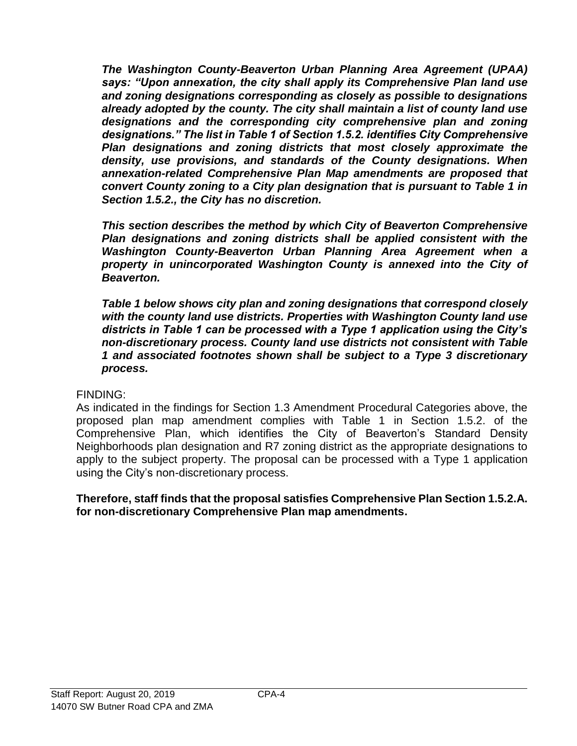***The Washington County-Beaverton Urban Planning Area Agreement (UPAA) says: "Upon annexation, the city shall apply its Comprehensive Plan land use and zoning designations corresponding as closely as possible to designations already adopted by the county. The city shall maintain a list of county land use designations and the corresponding city comprehensive plan and zoning designations." The list in Table 1 of Section 1.5.2. identifies City Comprehensive Plan designations and zoning districts that most closely approximate the density, use provisions, and standards of the County designations. When annexation-related Comprehensive Plan Map amendments are proposed that convert County zoning to a City plan designation that is pursuant to Table 1 in Section 1.5.2., the City has no discretion.***

***This section describes the method by which City of Beaverton Comprehensive Plan designations and zoning districts shall be applied consistent with the Washington County-Beaverton Urban Planning Area Agreement when a property in unincorporated Washington County is annexed into the City of Beaverton.***

***Table 1 below shows city plan and zoning designations that correspond closely with the county land use districts. Properties with Washington County land use districts in Table 1 can be processed with a Type 1 application using the City's non-discretionary process. County land use districts not consistent with Table 1 and associated footnotes shown shall be subject to a Type 3 discretionary process.***

FINDING:
As indicated in the findings for Section 1.3 Amendment Procedural Categories above, the proposed plan map amendment complies with Table 1 in Section 1.5.2. of the Comprehensive Plan, which identifies the City of Beaverton's Standard Density Neighborhoods plan designation and R7 zoning district as the appropriate designations to apply to the subject property. The proposal can be processed with a Type 1 application using the City's non-discretionary process.

**Therefore, staff finds that the proposal satisfies Comprehensive Plan Section 1.5.2.A. for non-discretionary Comprehensive Plan map amendments.**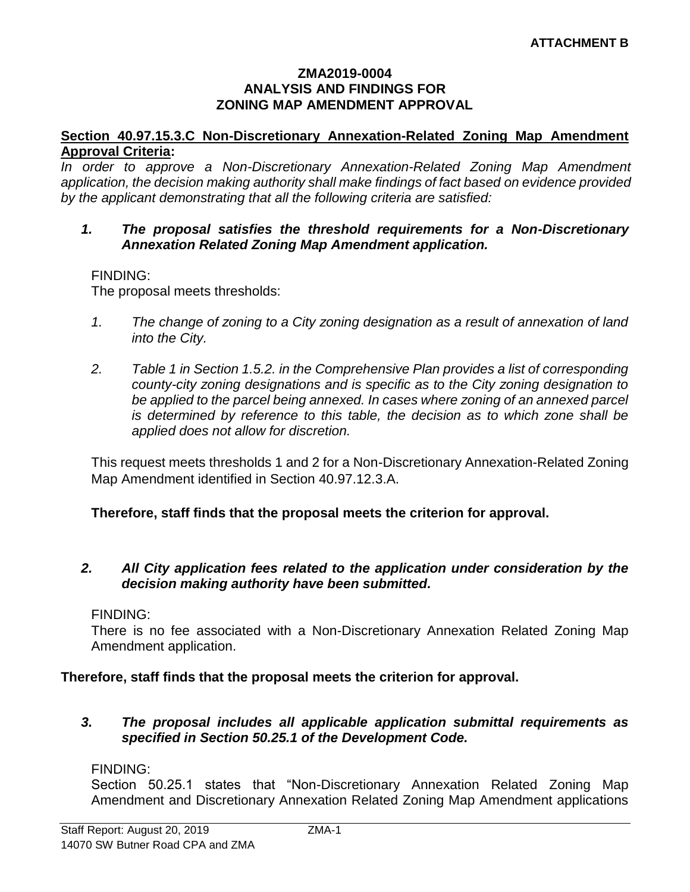**ATTACHMENT B**

**ZMA2019-0004**
**ANALYSIS AND FINDINGS FOR**
**ZONING MAP AMENDMENT APPROVAL**

**Section 40.97.15.3.C Non-Discretionary Annexation-Related Zoning Map Amendment Approval Criteria:**

*In order to approve a Non-Discretionary Annexation-Related Zoning Map Amendment application, the decision making authority shall make findings of fact based on evidence provided by the applicant demonstrating that all the following criteria are satisfied:*

***1. The proposal satisfies the threshold requirements for a Non-Discretionary Annexation Related Zoning Map Amendment application.***

FINDING:
The proposal meets thresholds:

*1. The change of zoning to a City zoning designation as a result of annexation of land into the City.*

*2. Table 1 in Section 1.5.2. in the Comprehensive Plan provides a list of corresponding county-city zoning designations and is specific as to the City zoning designation to be applied to the parcel being annexed. In cases where zoning of an annexed parcel is determined by reference to this table, the decision as to which zone shall be applied does not allow for discretion.*

This request meets thresholds 1 and 2 for a Non-Discretionary Annexation-Related Zoning Map Amendment identified in Section 40.97.12.3.A.

**Therefore, staff finds that the proposal meets the criterion for approval.**

***2. All City application fees related to the application under consideration by the decision making authority have been submitted.***

FINDING:
There is no fee associated with a Non-Discretionary Annexation Related Zoning Map Amendment application.

**Therefore, staff finds that the proposal meets the criterion for approval.**

***3. The proposal includes all applicable application submittal requirements as specified in Section 50.25.1 of the Development Code.***

FINDING:
Section 50.25.1 states that "Non-Discretionary Annexation Related Zoning Map Amendment and Discretionary Annexation Related Zoning Map Amendment applications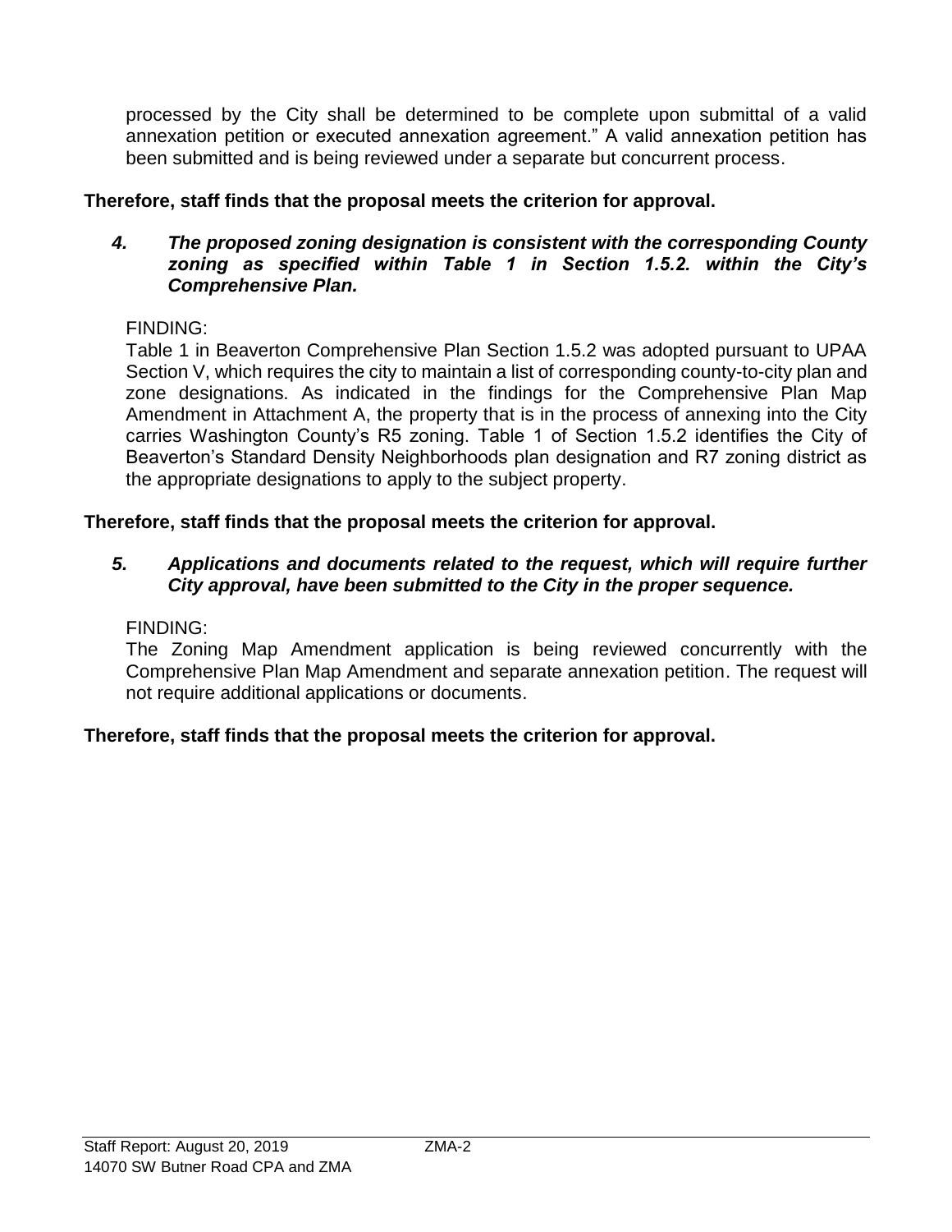processed by the City shall be determined to be complete upon submittal of a valid annexation petition or executed annexation agreement." A valid annexation petition has been submitted and is being reviewed under a separate but concurrent process.

**Therefore, staff finds that the proposal meets the criterion for approval.**

4. ***The proposed zoning designation is consistent with the corresponding County zoning as specified within Table 1 in Section 1.5.2. within the City's Comprehensive Plan.***

FINDING:
Table 1 in Beaverton Comprehensive Plan Section 1.5.2 was adopted pursuant to UPAA Section V, which requires the city to maintain a list of corresponding county-to-city plan and zone designations. As indicated in the findings for the Comprehensive Plan Map Amendment in Attachment A, the property that is in the process of annexing into the City carries Washington County's R5 zoning. Table 1 of Section 1.5.2 identifies the City of Beaverton's Standard Density Neighborhoods plan designation and R7 zoning district as the appropriate designations to apply to the subject property.

**Therefore, staff finds that the proposal meets the criterion for approval.**

5. ***Applications and documents related to the request, which will require further City approval, have been submitted to the City in the proper sequence.***

FINDING:
The Zoning Map Amendment application is being reviewed concurrently with the Comprehensive Plan Map Amendment and separate annexation petition. The request will not require additional applications or documents.

**Therefore, staff finds that the proposal meets the criterion for approval.**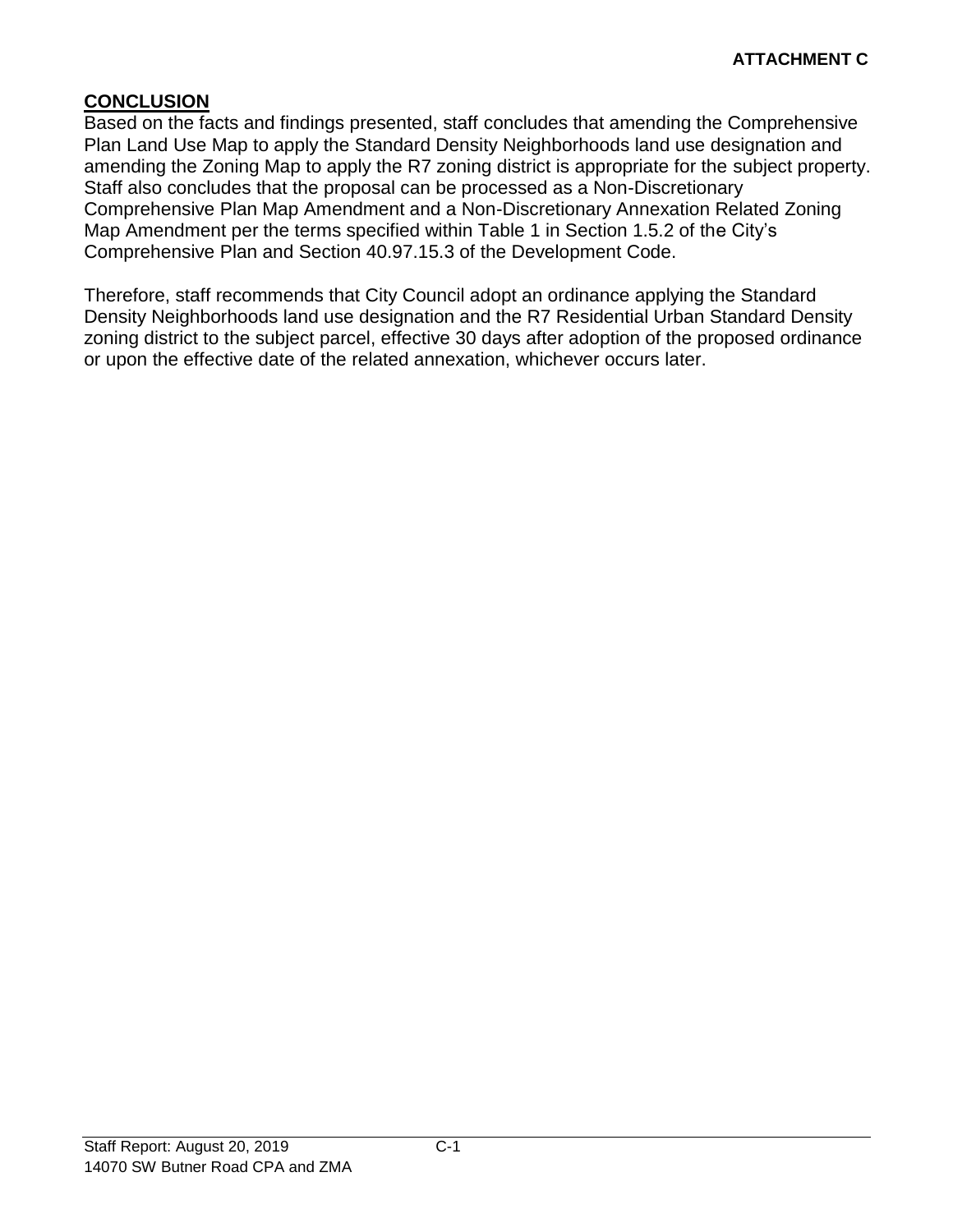ATTACHMENT C

## CONCLUSION

Based on the facts and findings presented, staff concludes that amending the Comprehensive Plan Land Use Map to apply the Standard Density Neighborhoods land use designation and amending the Zoning Map to apply the R7 zoning district is appropriate for the subject property. Staff also concludes that the proposal can be processed as a Non-Discretionary Comprehensive Plan Map Amendment and a Non-Discretionary Annexation Related Zoning Map Amendment per the terms specified within Table 1 in Section 1.5.2 of the City's Comprehensive Plan and Section 40.97.15.3 of the Development Code.

Therefore, staff recommends that City Council adopt an ordinance applying the Standard Density Neighborhoods land use designation and the R7 Residential Urban Standard Density zoning district to the subject parcel, effective 30 days after adoption of the proposed ordinance or upon the effective date of the related annexation, whichever occurs later.